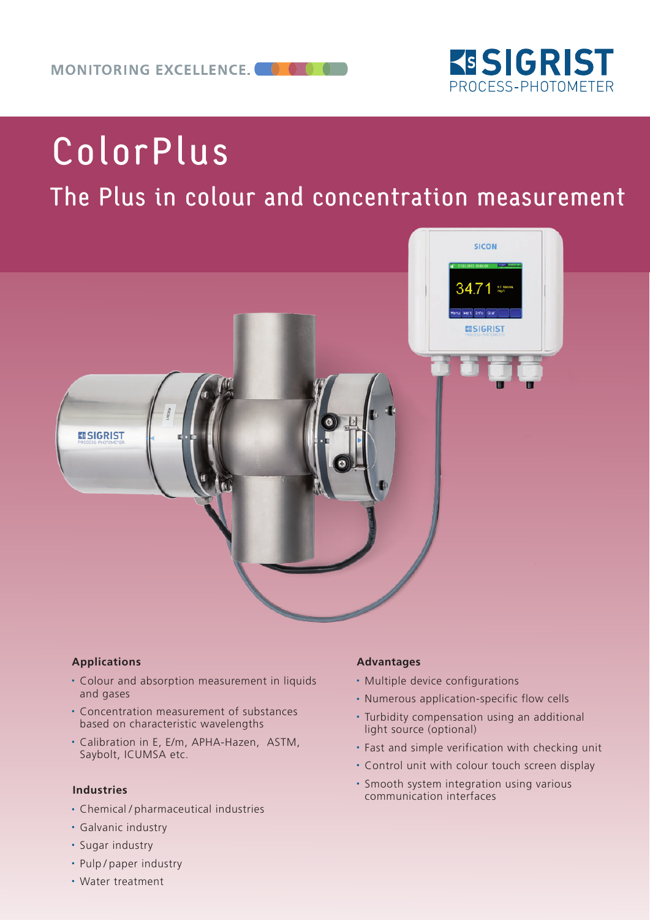MONITORING EXCELLENCE.

SIGRIST PROCESS-PHOTOMETER

# ColorPlus

## The Plus in colour and concentration measurement

### Applications

- Colour and absorption measurement in liquids and gases
- Concentration measurement of substances based on characteristic wavelengths
- Calibration in E, E/m, APHA-Hazen, ASTM, Saybolt, ICUMSA etc.

### Industries

- Chemical / pharmaceutical industries
- Galvanic industry
- Sugar industry
- Pulp / paper industry
- Water treatment

### Advantages

- Multiple device configurations
- Numerous application-specific flow cells
- Turbidity compensation using an additional light source (optional)
- Fast and simple verification with checking unit
- Control unit with colour touch screen display
- Smooth system integration using various communication interfaces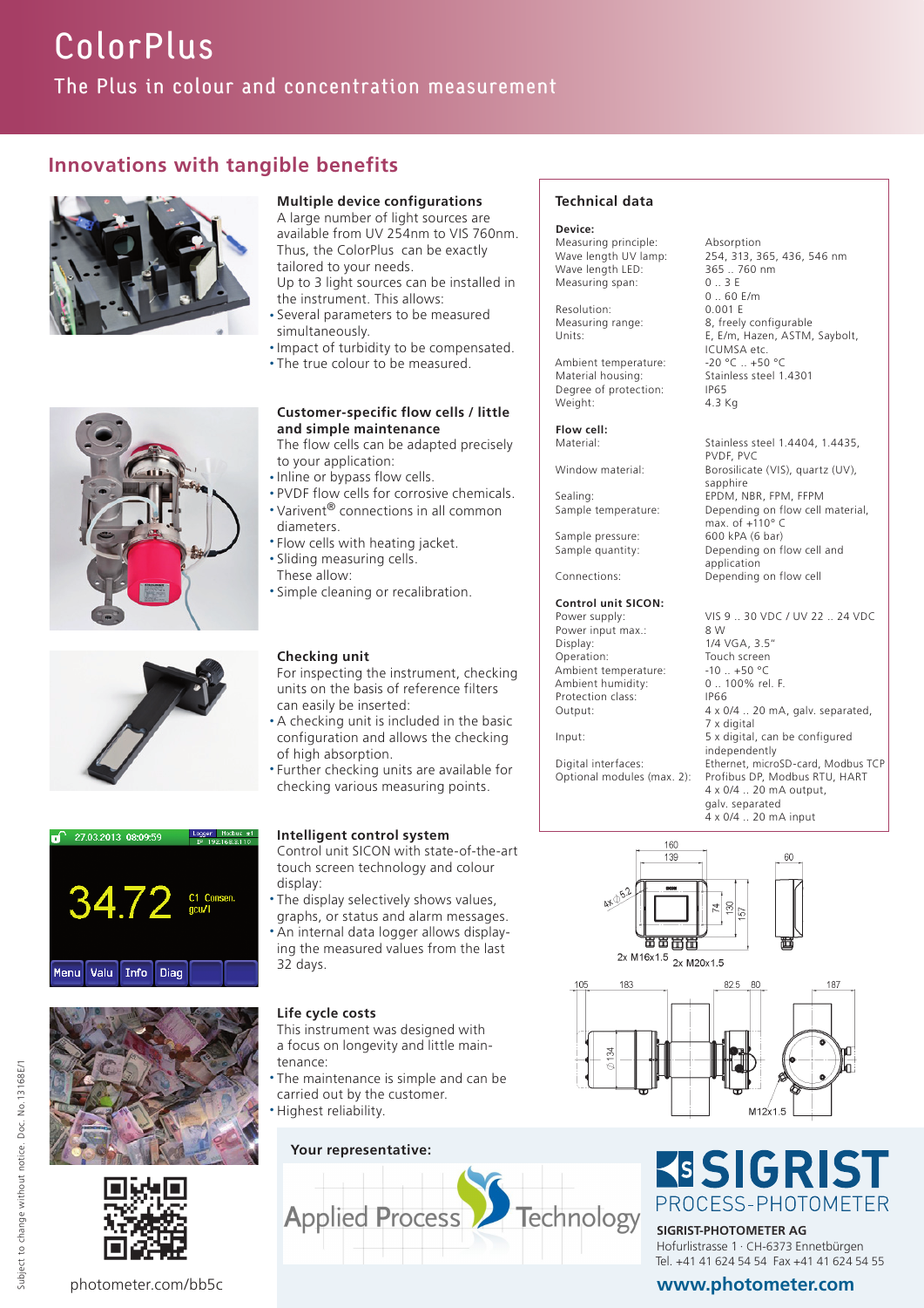# ColorPlus

The Plus in colour and concentration measurement

## Innovations with tangible benefits

### Multiple device configurations

A large number of light sources are available from UV 254nm to VIS 760nm. Thus, the ColorPlus can be exactly tailored to your needs.
Up to 3 light sources can be installed in the instrument. This allows:

- Several parameters to be measured simultaneously.
- Impact of turbidity to be compensated.
- The true colour to be measured.

### Customer-specific flow cells / little and simple maintenance

The flow cells can be adapted precisely to your application:

- Inline or bypass flow cells.
- PVDF flow cells for corrosive chemicals.
- Varivent® connections in all common diameters.
- Flow cells with heating jacket.
- Sliding measuring cells.

These allow:

- Simple cleaning or recalibration.

### Checking unit

For inspecting the instrument, checking units on the basis of reference filters can easily be inserted:

- A checking unit is included in the basic configuration and allows the checking of high absorption.
- Further checking units are available for checking various measuring points.

### Intelligent control system

Control unit SICON with state-of-the-art touch screen technology and colour display:

- The display selectively shows values, graphs, or status and alarm messages.
- An internal data logger allows displaying the measured values from the last 32 days.

### Life cycle costs

This instrument was designed with a focus on longevity and little maintenance:

- The maintenance is simple and can be carried out by the customer.
- Highest reliability.

photometer.com/bb5c

## Technical data

| | |
|---|---|
| **Device:** | |
| Measuring principle: | Absorption |
| Wave length UV lamp: | 254, 313, 365, 436, 546 nm |
| Wave length LED: | 365 .. 760 nm |
| Measuring span: | 0 .. 3 E<br>0 .. 60 E/m |
| Resolution: | 0.001 E |
| Measuring range: | 8, freely configurable |
| Units: | E, E/m, Hazen, ASTM, Saybolt, ICUMSA etc. |
| Ambient temperature: | -20 °C .. +50 °C |
| Material housing: | Stainless steel 1.4301 |
| Degree of protection: | IP65 |
| Weight: | 4.3 Kg |
| **Flow cell:** | |
| Material: | Stainless steel 1.4404, 1.4435, PVDF, PVC |
| Window material: | Borosilicate (VIS), quartz (UV), sapphire |
| Sealing: | EPDM, NBR, FPM, FFPM |
| Sample temperature: | Depending on flow cell material, max. of +110° C |
| Sample pressure: | 600 kPA (6 bar) |
| Sample quantity: | Depending on flow cell and application |
| Connections: | Depending on flow cell |
| **Control unit SICON:** | |
| Power supply: | VIS 9 .. 30 VDC / UV 22 .. 24 VDC |
| Power input max.: | 8 W |
| Display: | 1/4 VGA, 3.5“ |
| Operation: | Touch screen |
| Ambient temperature: | -10 .. +50 °C |
| Ambient humidity: | 0 .. 100% rel. F. |
| Protection class: | IP66 |
| Output: | 4 x 0/4 .. 20 mA, galv. separated, 7 x digital |
| Input: | 5 x digital, can be configured independently |
| Digital interfaces: | Ethernet, microSD-card, Modbus TCP |
| Optional modules (max. 2): | Profibus DP, Modbus RTU, HART<br>4 x 0/4 .. 20 mA output, galv. separated<br>4 x 0/4 .. 20 mA input |

160
139
60
4x Ø 5.2
74
130
157
2x M16x1.5
2x M20x1.5
105
183
82.5
80
187
Ø 134
M12x1.5

**Your representative:**

Applied Process Technology

**SIGRIST-PHOTOMETER AG**
Hofurlistrasse 1 · CH-6373 Ennetbürgen
Tel. +41 41 624 54 54 Fax +41 41 624 54 55

**www.photometer.com**

Subject to change without notice. Doc. No. 13168E/1